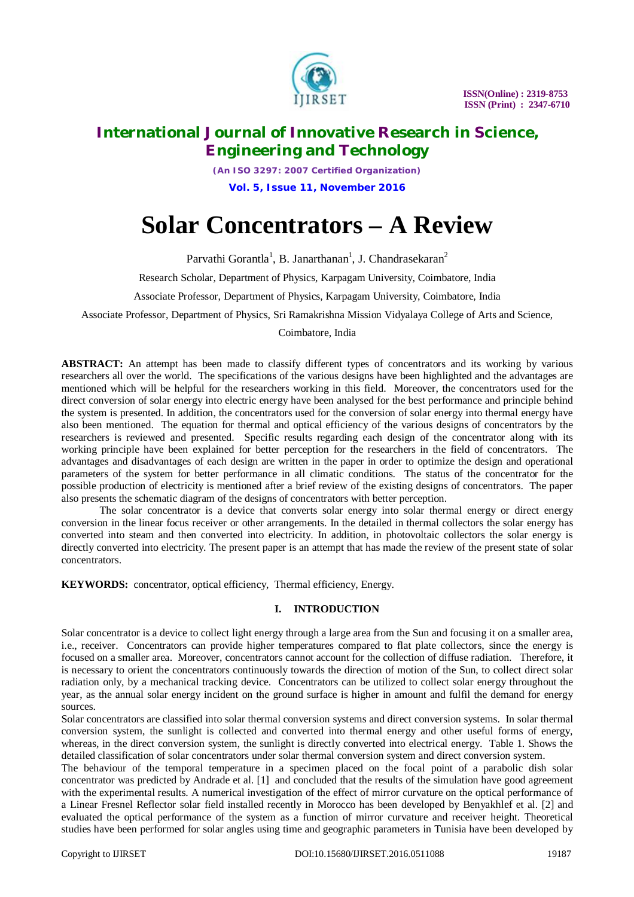# Solar Concentrators – A Review

Parvathi Gorantla[1], B. Janarthanan[1], J. Chandrasekaran[2]

Research Scholar, Department of Physics, Karpagam University, Coimbatore, India

Associate Professor, Department of Physics, Karpagam University, Coimbatore, India

Associate Professor, Department of Physics, Sri Ramakrishna Mission Vidyalaya College of Arts and Science, Coimbatore, India

**ABSTRACT:** An attempt has been made to classify different types of concentrators and its working by various researchers all over the world. The specifications of the various designs have been highlighted and the advantages are mentioned which will be helpful for the researchers working in this field. Moreover, the concentrators used for the direct conversion of solar energy into electric energy have been analysed for the best performance and principle behind the system is presented. In addition, the concentrators used for the conversion of solar energy into thermal energy have also been mentioned. The equation for thermal and optical efficiency of the various designs of concentrators by the researchers is reviewed and presented. Specific results regarding each design of the concentrator along with its working principle have been explained for better perception for the researchers in the field of concentrators. The advantages and disadvantages of each design are written in the paper in order to optimize the design and operational parameters of the system for better performance in all climatic conditions. The status of the concentrator for the possible production of electricity is mentioned after a brief review of the existing designs of concentrators. The paper also presents the schematic diagram of the designs of concentrators with better perception.

The solar concentrator is a device that converts solar energy into solar thermal energy or direct energy conversion in the linear focus receiver or other arrangements. In the detailed in thermal collectors the solar energy has converted into steam and then converted into electricity. In addition, in photovoltaic collectors the solar energy is directly converted into electricity. The present paper is an attempt that has made the review of the present state of solar concentrators.

**KEYWORDS:** concentrator, optical efficiency, Thermal efficiency, Energy.

## I. INTRODUCTION

Solar concentrator is a device to collect light energy through a large area from the Sun and focusing it on a smaller area, i.e., receiver. Concentrators can provide higher temperatures compared to flat plate collectors, since the energy is focused on a smaller area. Moreover, concentrators cannot account for the collection of diffuse radiation. Therefore, it is necessary to orient the concentrators continuously towards the direction of motion of the Sun, to collect direct solar radiation only, by a mechanical tracking device. Concentrators can be utilized to collect solar energy throughout the year, as the annual solar energy incident on the ground surface is higher in amount and fulfil the demand for energy sources.

Solar concentrators are classified into solar thermal conversion systems and direct conversion systems. In solar thermal conversion system, the sunlight is collected and converted into thermal energy and other useful forms of energy, whereas, in the direct conversion system, the sunlight is directly converted into electrical energy. Table 1. Shows the detailed classification of solar concentrators under solar thermal conversion system and direct conversion system.

The behaviour of the temporal temperature in a specimen placed on the focal point of a parabolic dish solar concentrator was predicted by Andrade et al. [1] and concluded that the results of the simulation have good agreement with the experimental results. A numerical investigation of the effect of mirror curvature on the optical performance of a Linear Fresnel Reflector solar field installed recently in Morocco has been developed by Benyakhlef et al. [2] and evaluated the optical performance of the system as a function of mirror curvature and receiver height. Theoretical studies have been performed for solar angles using time and geographic parameters in Tunisia have been developed by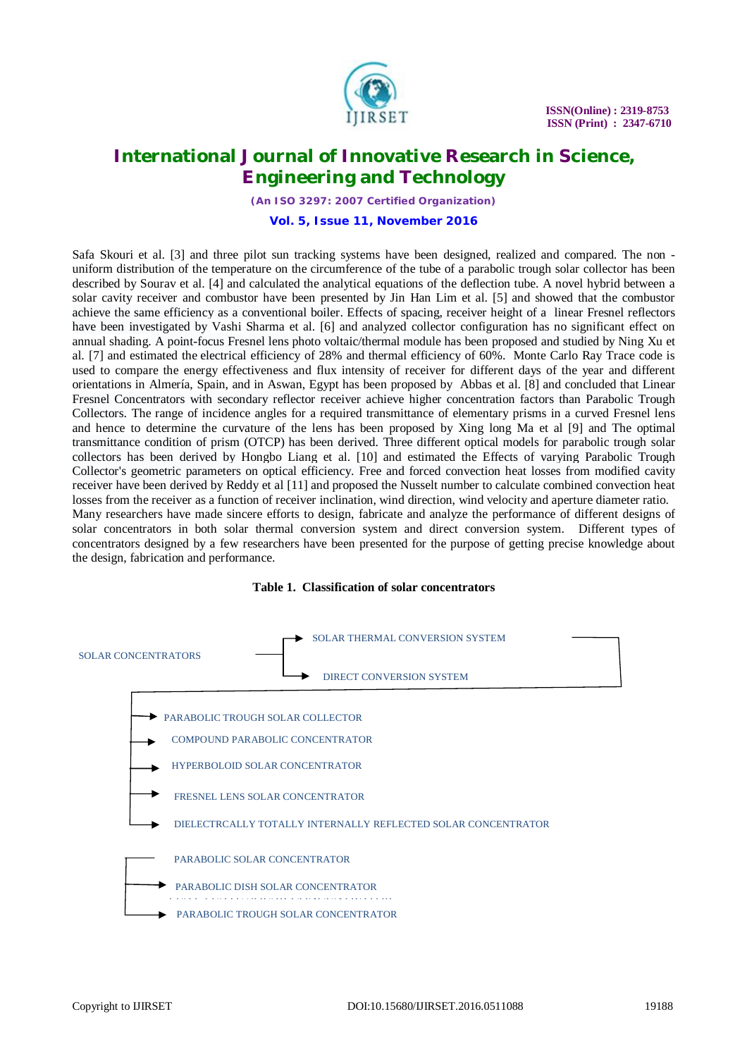Safa Skouri et al. [3] and three pilot sun tracking systems have been designed, realized and compared. The non - uniform distribution of the temperature on the circumference of the tube of a parabolic trough solar collector has been described by Sourav et al. [4] and calculated the analytical equations of the deflection tube. A novel hybrid between a solar cavity receiver and combustor have been presented by Jin Han Lim et al. [5] and showed that the combustor achieve the same efficiency as a conventional boiler. Effects of spacing, receiver height of a linear Fresnel reflectors have been investigated by Vashi Sharma et al. [6] and analyzed collector configuration has no significant effect on annual shading. A point-focus Fresnel lens photo voltaic/thermal module has been proposed and studied by Ning Xu et al. [7] and estimated the electrical efficiency of 28% and thermal efficiency of 60%. Monte Carlo Ray Trace code is used to compare the energy effectiveness and flux intensity of receiver for different days of the year and different orientations in Almería, Spain, and in Aswan, Egypt has been proposed by Abbas et al. [8] and concluded that Linear Fresnel Concentrators with secondary reflector receiver achieve higher concentration factors than Parabolic Trough Collectors. The range of incidence angles for a required transmittance of elementary prisms in a curved Fresnel lens and hence to determine the curvature of the lens has been proposed by Xing long Ma et al [9] and The optimal transmittance condition of prism (OTCP) has been derived. Three different optical models for parabolic trough solar collectors has been derived by Hongbo Liang et al. [10] and estimated the Effects of varying Parabolic Trough Collector's geometric parameters on optical efficiency. Free and forced convection heat losses from modified cavity receiver have been derived by Reddy et al [11] and proposed the Nusselt number to calculate combined convection heat losses from the receiver as a function of receiver inclination, wind direction, wind velocity and aperture diameter ratio.
Many researchers have made sincere efforts to design, fabricate and analyze the performance of different designs of solar concentrators in both solar thermal conversion system and direct conversion system. Different types of concentrators designed by a few researchers have been presented for the purpose of getting precise knowledge about the design, fabrication and performance.

**Table 1. Classification of solar concentrators**

- SOLAR CONCENTRATORS
  - SOLAR THERMAL CONVERSION SYSTEM
  - DIRECT CONVERSION SYSTEM
    - PARABOLIC TROUGH SOLAR COLLECTOR
    - COMPOUND PARABOLIC CONCENTRATOR
    - HYPERBOLOID SOLAR CONCENTRATOR
    - FRESNEL LENS SOLAR CONCENTRATOR
    - DIELECTRCALLY TOTALLY INTERNALLY REFLECTED SOLAR CONCENTRATOR
- PARABOLIC SOLAR CONCENTRATOR
  - PARABOLIC DISH SOLAR CONCENTRATOR
  - PARABOLIC TROUGH SOLAR CONCENTRATOR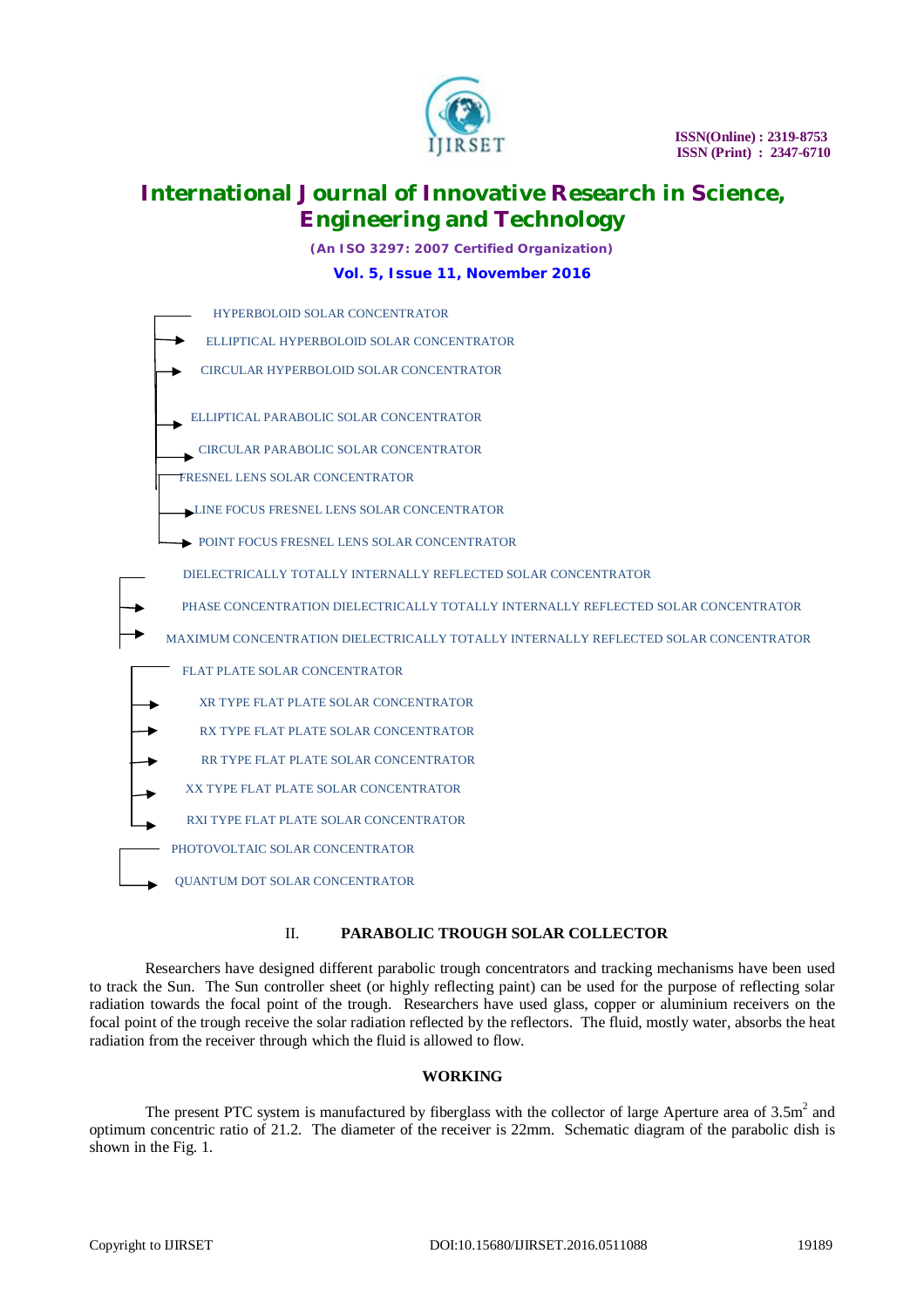- HYPERBOLOID SOLAR CONCENTRATOR
  - ELLIPTICAL HYPERBOLOID SOLAR CONCENTRATOR
  - CIRCULAR HYPERBOLOID SOLAR CONCENTRATOR
  - ELLIPTICAL PARABOLIC SOLAR CONCENTRATOR
  - CIRCULAR PARABOLIC SOLAR CONCENTRATOR
- FRESNEL LENS SOLAR CONCENTRATOR
  - LINE FOCUS FRESNEL LENS SOLAR CONCENTRATOR
  - POINT FOCUS FRESNEL LENS SOLAR CONCENTRATOR
- DIELECTRICALLY TOTALLY INTERNALLY REFLECTED SOLAR CONCENTRATOR
  - PHASE CONCENTRATION DIELECTRICALLY TOTALLY INTERNALLY REFLECTED SOLAR CONCENTRATOR
  - MAXIMUM CONCENTRATION DIELECTRICALLY TOTALLY INTERNALLY REFLECTED SOLAR CONCENTRATOR
- FLAT PLATE SOLAR CONCENTRATOR
  - XR TYPE FLAT PLATE SOLAR CONCENTRATOR
  - RX TYPE FLAT PLATE SOLAR CONCENTRATOR
  - RR TYPE FLAT PLATE SOLAR CONCENTRATOR
  - XX TYPE FLAT PLATE SOLAR CONCENTRATOR
  - RXI TYPE FLAT PLATE SOLAR CONCENTRATOR
- PHOTOVOLTAIC SOLAR CONCENTRATOR
  - QUANTUM DOT SOLAR CONCENTRATOR

## II. PARABOLIC TROUGH SOLAR COLLECTOR

Researchers have designed different parabolic trough concentrators and tracking mechanisms have been used to track the Sun. The Sun controller sheet (or highly reflecting paint) can be used for the purpose of reflecting solar radiation towards the focal point of the trough. Researchers have used glass, copper or aluminium receivers on the focal point of the trough receive the solar radiation reflected by the reflectors. The fluid, mostly water, absorbs the heat radiation from the receiver through which the fluid is allowed to flow.

### WORKING

The present PTC system is manufactured by fiberglass with the collector of large Aperture area of $3.5m^2$ and optimum concentric ratio of 21.2. The diameter of the receiver is 22mm. Schematic diagram of the parabolic dish is shown in the Fig. 1.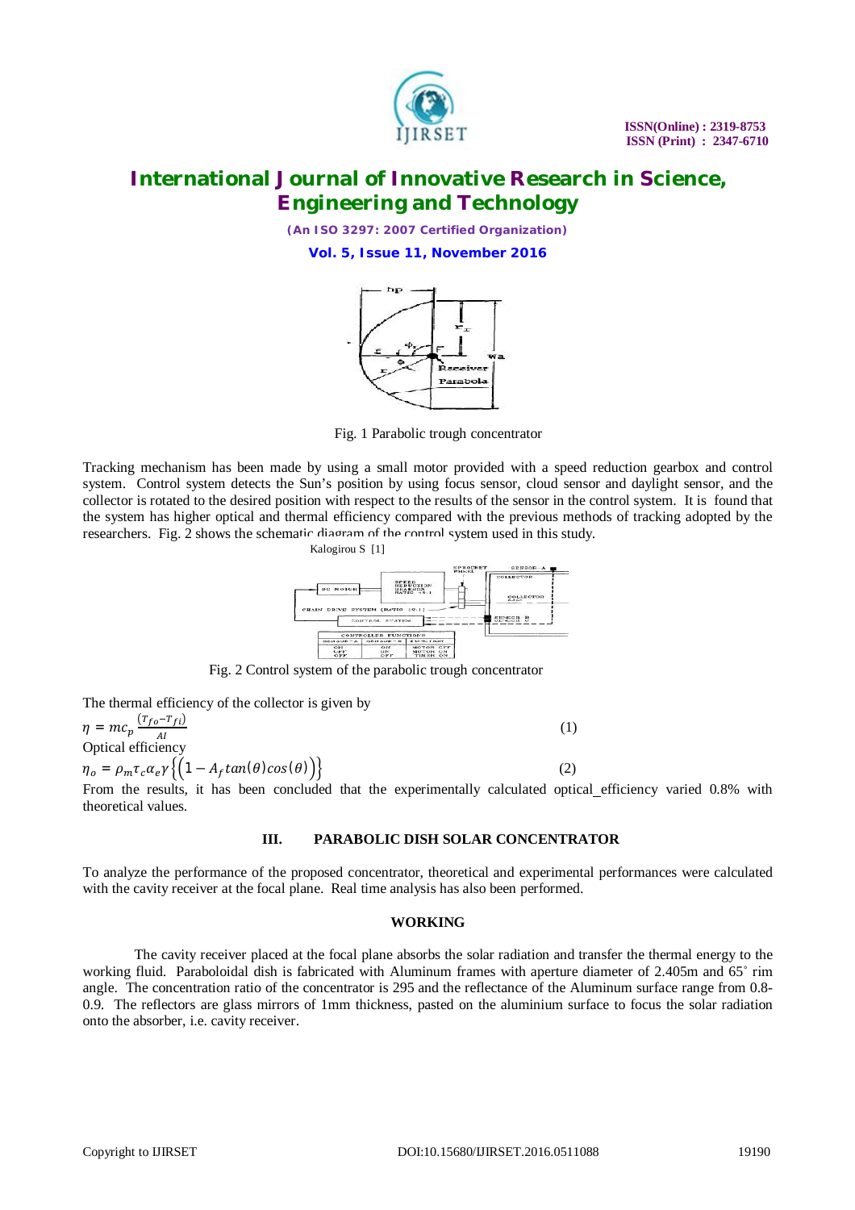Fig. 1 Parabolic trough concentrator

Tracking mechanism has been made by using a small motor provided with a speed reduction gearbox and control system. Control system detects the Sun's position by using focus sensor, cloud sensor and daylight sensor, and the collector is rotated to the desired position with respect to the results of the sensor in the control system. It is found that the system has higher optical and thermal efficiency compared with the previous methods of tracking adopted by the researchers. Fig. 2 shows the schematic diagram of the control system used in this study.

Kalogirou S [1]

Fig. 2 Control system of the parabolic trough concentrator

The thermal efficiency of the collector is given by

$$\eta = mc_p \frac{(T_{fo}-T_{fi})}{AI} \qquad (1)$$

Optical efficiency

$$\eta_o = \rho_m \tau_c \alpha_e \gamma \left\{ \left(1 - A_f \tan(\theta) \cos(\theta)\right) \right\} \qquad (2)$$

From the results, it has been concluded that the experimentally calculated optical_efficiency varied 0.8% with theoretical values.

## III. PARABOLIC DISH SOLAR CONCENTRATOR

To analyze the performance of the proposed concentrator, theoretical and experimental performances were calculated with the cavity receiver at the focal plane. Real time analysis has also been performed.

### WORKING

The cavity receiver placed at the focal plane absorbs the solar radiation and transfer the thermal energy to the working fluid. Paraboloidal dish is fabricated with Aluminum frames with aperture diameter of 2.405m and 65˚ rim angle. The concentration ratio of the concentrator is 295 and the reflectance of the Aluminum surface range from 0.8-0.9. The reflectors are glass mirrors of 1mm thickness, pasted on the aluminium surface to focus the solar radiation onto the absorber, i.e. cavity receiver.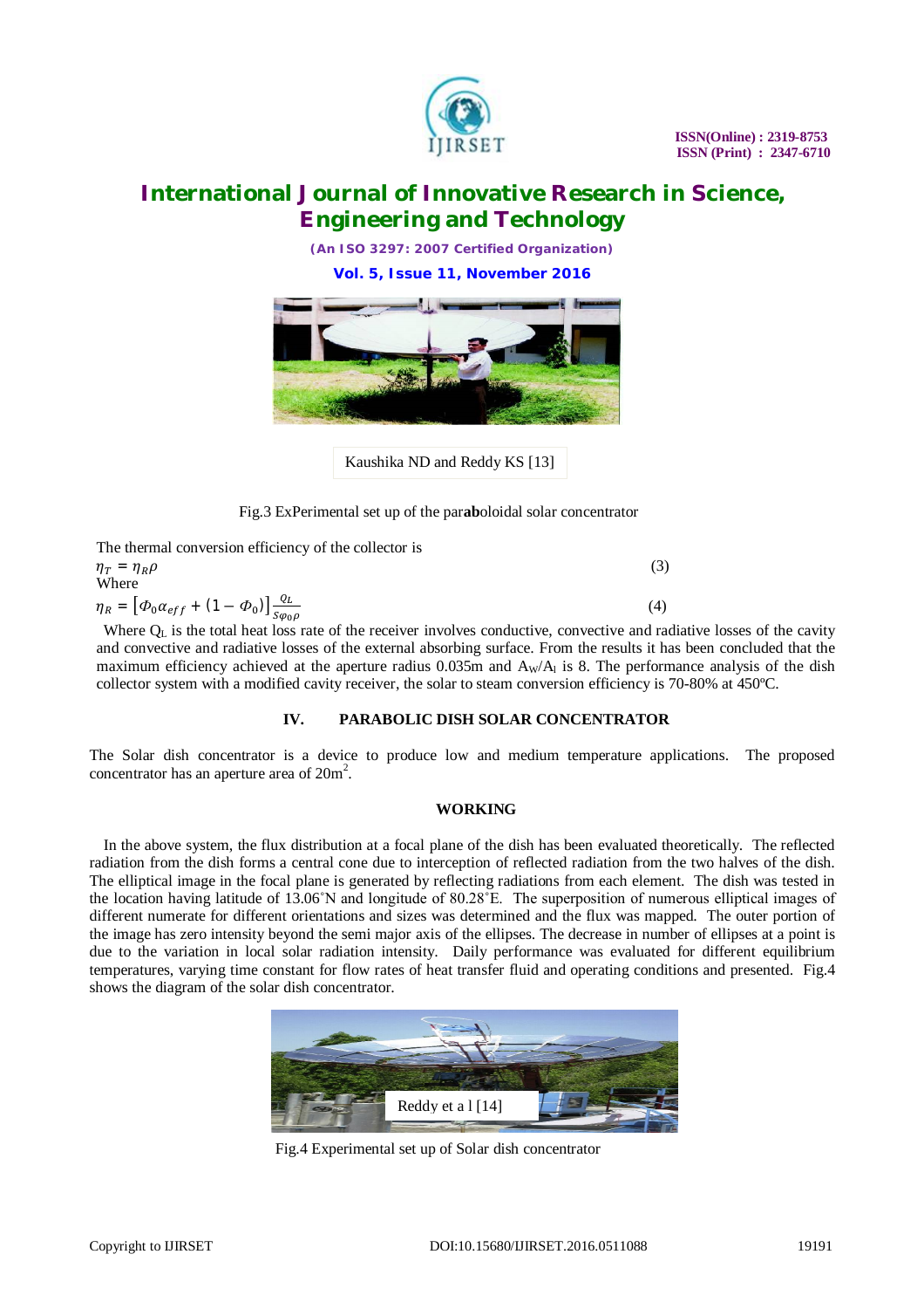Kaushika ND and Reddy KS [13]

Fig.3 ExPerimental set up of the par**ab**oloidal solar concentrator

The thermal conversion efficiency of the collector is

$$\eta_T = \eta_R \rho \tag{3}$$

Where

$$\eta_R = \left[\Phi_0 \alpha_{eff} + (1 - \Phi_0)\right] \frac{Q_L}{S\varphi_0 \rho} \tag{4}$$

Where $Q_L$ is the total heat loss rate of the receiver involves conductive, convective and radiative losses of the cavity and convective and radiative losses of the external absorbing surface. From the results it has been concluded that the maximum efficiency achieved at the aperture radius 0.035m and $A_W/A_l$ is 8. The performance analysis of the dish collector system with a modified cavity receiver, the solar to steam conversion efficiency is 70-80% at 450ºC.

## IV. PARABOLIC DISH SOLAR CONCENTRATOR

The Solar dish concentrator is a device to produce low and medium temperature applications. The proposed concentrator has an aperture area of $20m^2$.

### WORKING

In the above system, the flux distribution at a focal plane of the dish has been evaluated theoretically. The reflected radiation from the dish forms a central cone due to interception of reflected radiation from the two halves of the dish. The elliptical image in the focal plane is generated by reflecting radiations from each element. The dish was tested in the location having latitude of 13.06˚N and longitude of 80.28˚E. The superposition of numerous elliptical images of different numerate for different orientations and sizes was determined and the flux was mapped. The outer portion of the image has zero intensity beyond the semi major axis of the ellipses. The decrease in number of ellipses at a point is due to the variation in local solar radiation intensity. Daily performance was evaluated for different equilibrium temperatures, varying time constant for flow rates of heat transfer fluid and operating conditions and presented. Fig.4 shows the diagram of the solar dish concentrator.

Reddy et a l [14]

Fig.4 Experimental set up of Solar dish concentrator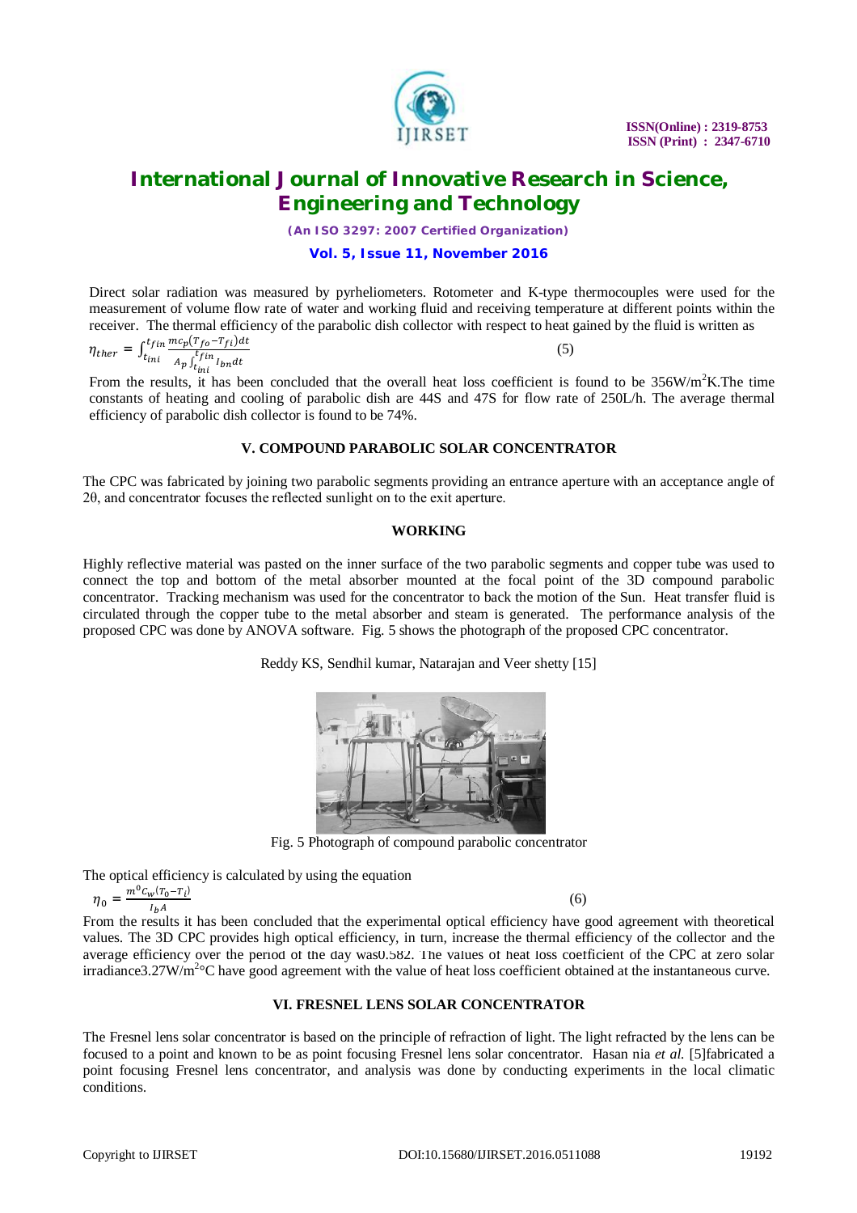Direct solar radiation was measured by pyrheliometers. Rotometer and K-type thermocouples were used for the measurement of volume flow rate of water and working fluid and receiving temperature at different points within the receiver. The thermal efficiency of the parabolic dish collector with respect to heat gained by the fluid is written as

$$\eta_{ther} = \int_{t_{ini}}^{t_{fin}} \frac{mc_p(T_{fo}-T_{fi})dt}{A_p \int_{t_{ini}}^{t_{fin}} I_{bn} dt} \quad (5)$$

From the results, it has been concluded that the overall heat loss coefficient is found to be 356W/m$^2$K.The time constants of heating and cooling of parabolic dish are 44S and 47S for flow rate of 250L/h. The average thermal efficiency of parabolic dish collector is found to be 74%.

## V. COMPOUND PARABOLIC SOLAR CONCENTRATOR

The CPC was fabricated by joining two parabolic segments providing an entrance aperture with an acceptance angle of 2θ, and concentrator focuses the reflected sunlight on to the exit aperture.

### WORKING

Highly reflective material was pasted on the inner surface of the two parabolic segments and copper tube was used to connect the top and bottom of the metal absorber mounted at the focal point of the 3D compound parabolic concentrator. Tracking mechanism was used for the concentrator to back the motion of the Sun. Heat transfer fluid is circulated through the copper tube to the metal absorber and steam is generated. The performance analysis of the proposed CPC was done by ANOVA software. Fig. 5 shows the photograph of the proposed CPC concentrator.

Reddy KS, Sendhil kumar, Natarajan and Veer shetty [15]

Fig. 5 Photograph of compound parabolic concentrator

The optical efficiency is calculated by using the equation

$$\eta_0 = \frac{m^0 c_w (T_0 - T_i)}{I_b A} \quad (6)$$

From the results it has been concluded that the experimental optical efficiency have good agreement with theoretical values. The 3D CPC provides high optical efficiency, in turn, increase the thermal efficiency of the collector and the average efficiency over the period of the day was0.582. The values of heat loss coefficient of the CPC at zero solar irradiance3.27W/m$^2$°C have good agreement with the value of heat loss coefficient obtained at the instantaneous curve.

## VI. FRESNEL LENS SOLAR CONCENTRATOR

The Fresnel lens solar concentrator is based on the principle of refraction of light. The light refracted by the lens can be focused to a point and known to be as point focusing Fresnel lens solar concentrator. Hasan nia *et al.* [5]fabricated a point focusing Fresnel lens concentrator, and analysis was done by conducting experiments in the local climatic conditions.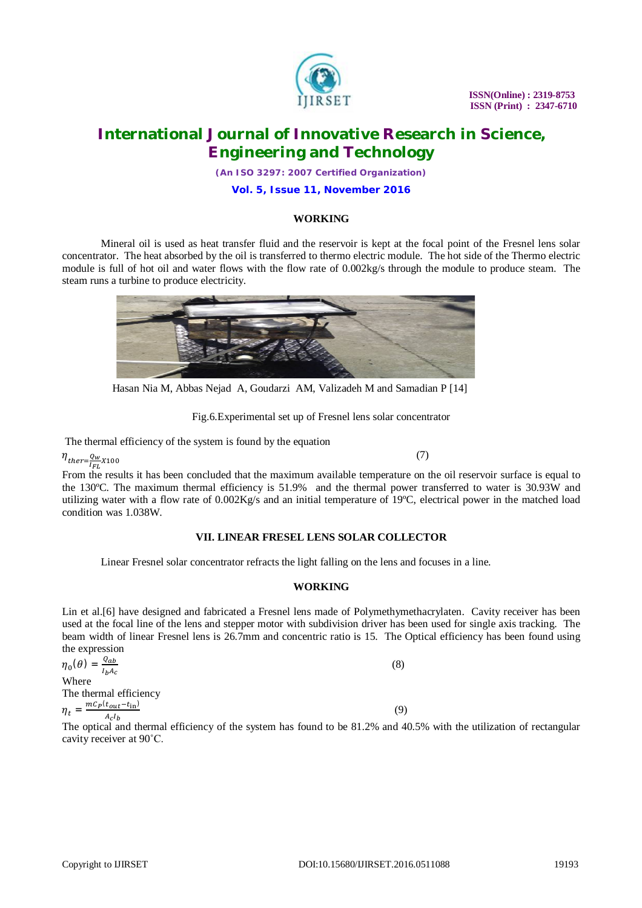### WORKING

Mineral oil is used as heat transfer fluid and the reservoir is kept at the focal point of the Fresnel lens solar concentrator. The heat absorbed by the oil is transferred to thermo electric module. The hot side of the Thermo electric module is full of hot oil and water flows with the flow rate of 0.002kg/s through the module to produce steam. The steam runs a turbine to produce electricity.

Hasan Nia M, Abbas Nejad A, Goudarzi AM, Valizadeh M and Samadian P [14]

Fig.6.Experimental set up of Fresnel lens solar concentrator

The thermal efficiency of the system is found by the equation

$$\eta_{ther=}\frac{Q_W}{I_{FL}}X100 \quad (7)$$

From the results it has been concluded that the maximum available temperature on the oil reservoir surface is equal to the 130ºC. The maximum thermal efficiency is 51.9% and the thermal power transferred to water is 30.93W and utilizing water with a flow rate of 0.002Kg/s and an initial temperature of 19ºC, electrical power in the matched load condition was 1.038W.

### VII. LINEAR FRESEL LENS SOLAR COLLECTOR

Linear Fresnel solar concentrator refracts the light falling on the lens and focuses in a line.

### WORKING

Lin et al.[6] have designed and fabricated a Fresnel lens made of Polymethymethacrylaten. Cavity receiver has been used at the focal line of the lens and stepper motor with subdivision driver has been used for single axis tracking. The beam width of linear Fresnel lens is 26.7mm and concentric ratio is 15. The Optical efficiency has been found using the expression

$$\eta_0(\theta) = \frac{Q_{ab}}{I_b A_c} \quad (8)$$

Where

The thermal efficiency

$$\eta_t = \frac{mC_P(t_{out}-t_{\text{in}})}{A_c I_b} \quad (9)$$

The optical and thermal efficiency of the system has found to be 81.2% and 40.5% with the utilization of rectangular cavity receiver at 90˚C.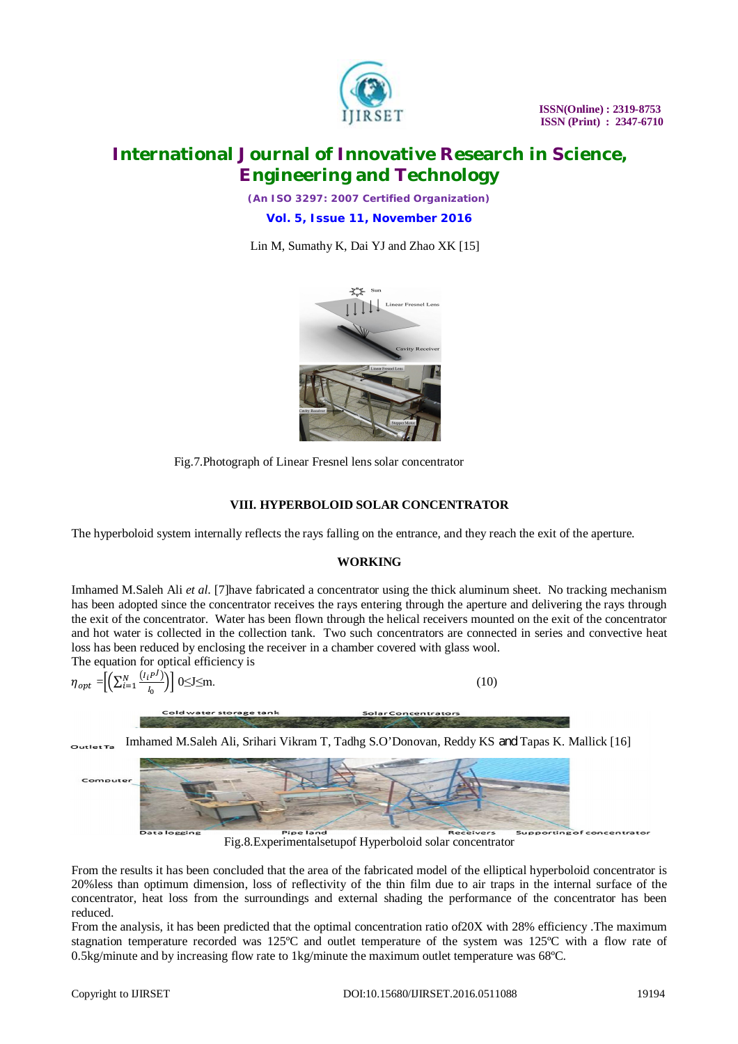Lin M, Sumathy K, Dai YJ and Zhao XK [15]

Fig.7.Photograph of Linear Fresnel lens solar concentrator

### VIII. HYPERBOLOID SOLAR CONCENTRATOR

The hyperboloid system internally reflects the rays falling on the entrance, and they reach the exit of the aperture.

#### WORKING

Imhamed M.Saleh Ali *et al.* [7]have fabricated a concentrator using the thick aluminum sheet. No tracking mechanism has been adopted since the concentrator receives the rays entering through the aperture and delivering the rays through the exit of the concentrator. Water has been flown through the helical receivers mounted on the exit of the concentrator and hot water is collected in the collection tank. Two such concentrators are connected in series and convective heat loss has been reduced by enclosing the receiver in a chamber covered with glass wool.

The equation for optical efficiency is

$$\eta_{opt} = \left[\left(\sum_{i=1}^{N} \frac{(I_i P^J)}{I_0}\right)\right] \; 0 \leq J \leq m. \quad (10)$$

Imhamed M.Saleh Ali, Srihari Vikram T, Tadhg S.O'Donovan, Reddy KS and Tapas K. Mallick [16]

Fig.8.Experimentalsetupof Hyperboloid solar concentrator

From the results it has been concluded that the area of the fabricated model of the elliptical hyperboloid concentrator is 20%less than optimum dimension, loss of reflectivity of the thin film due to air traps in the internal surface of the concentrator, heat loss from the surroundings and external shading the performance of the concentrator has been reduced.

From the analysis, it has been predicted that the optimal concentration ratio of20X with 28% efficiency .The maximum stagnation temperature recorded was 125ºC and outlet temperature of the system was 125ºC with a flow rate of 0.5kg/minute and by increasing flow rate to 1kg/minute the maximum outlet temperature was 68ºC.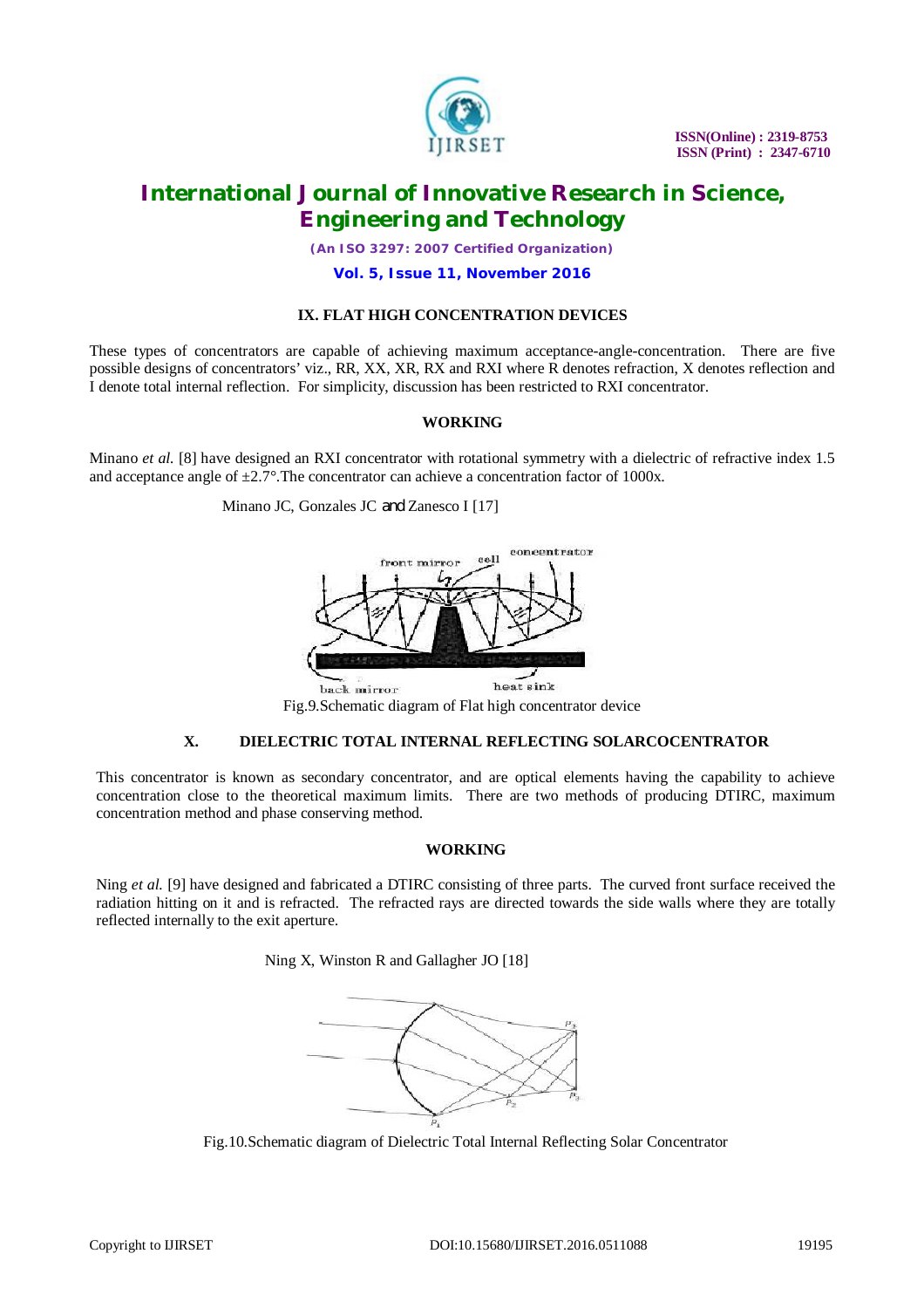## IX. FLAT HIGH CONCENTRATION DEVICES

These types of concentrators are capable of achieving maximum acceptance-angle-concentration. There are five possible designs of concentrators' viz., RR, XX, XR, RX and RXI where R denotes refraction, X denotes reflection and I denote total internal reflection. For simplicity, discussion has been restricted to RXI concentrator.

### WORKING

Minano *et al.* [8] have designed an RXI concentrator with rotational symmetry with a dielectric of refractive index 1.5 and acceptance angle of ±2.7°.The concentrator can achieve a concentration factor of 1000x.

Minano JC, Gonzales JC and Zanesco I [17]

Fig.9.Schematic diagram of Flat high concentrator device

## X. DIELECTRIC TOTAL INTERNAL REFLECTING SOLARCOCENTRATOR

This concentrator is known as secondary concentrator, and are optical elements having the capability to achieve concentration close to the theoretical maximum limits. There are two methods of producing DTIRC, maximum concentration method and phase conserving method.

### WORKING

Ning *et al.* [9] have designed and fabricated a DTIRC consisting of three parts. The curved front surface received the radiation hitting on it and is refracted. The refracted rays are directed towards the side walls where they are totally reflected internally to the exit aperture.

Ning X, Winston R and Gallagher JO [18]

Fig.10.Schematic diagram of Dielectric Total Internal Reflecting Solar Concentrator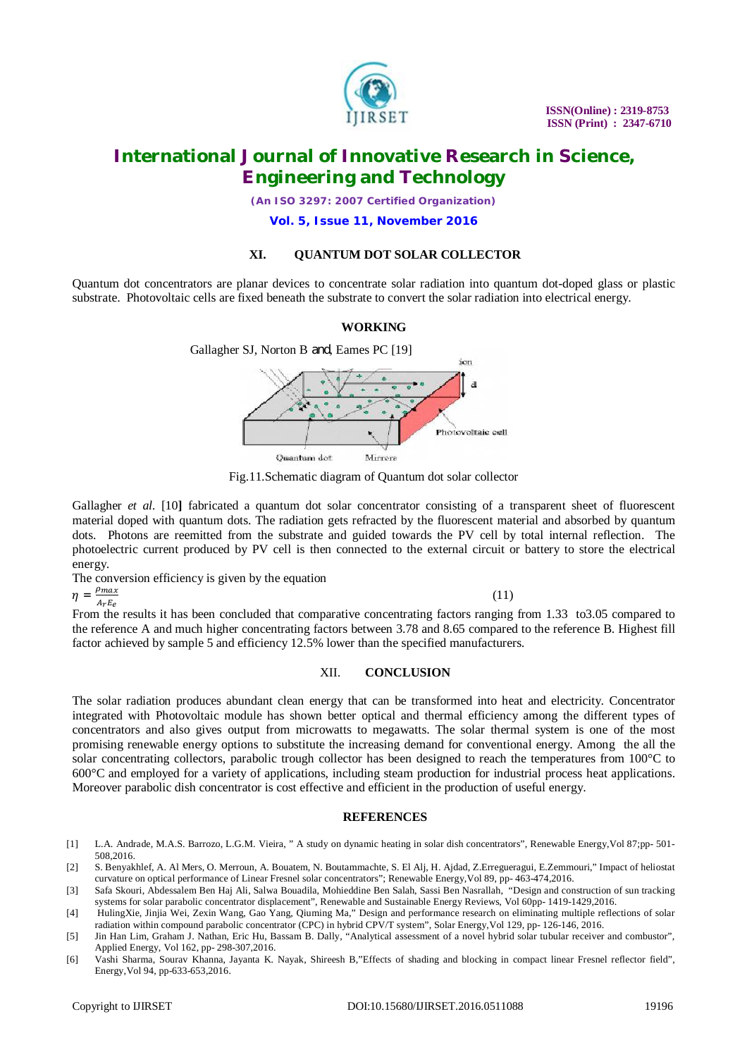## XI. QUANTUM DOT SOLAR COLLECTOR

Quantum dot concentrators are planar devices to concentrate solar radiation into quantum dot-doped glass or plastic substrate. Photovoltaic cells are fixed beneath the substrate to convert the solar radiation into electrical energy.

### WORKING

Gallagher SJ, Norton B and, Eames PC [19]

Fig.11.Schematic diagram of Quantum dot solar collector

Gallagher *et al.* [10] fabricated a quantum dot solar concentrator consisting of a transparent sheet of fluorescent material doped with quantum dots. The radiation gets refracted by the fluorescent material and absorbed by quantum dots. Photons are reemitted from the substrate and guided towards the PV cell by total internal reflection. The photoelectric current produced by PV cell is then connected to the external circuit or battery to store the electrical energy.

The conversion efficiency is given by the equation

$$\eta = \frac{\rho max}{A_r E_e} \tag{11}$$

From the results it has been concluded that comparative concentrating factors ranging from 1.33 to3.05 compared to the reference A and much higher concentrating factors between 3.78 and 8.65 compared to the reference B. Highest fill factor achieved by sample 5 and efficiency 12.5% lower than the specified manufacturers.

## XII. CONCLUSION

The solar radiation produces abundant clean energy that can be transformed into heat and electricity. Concentrator integrated with Photovoltaic module has shown better optical and thermal efficiency among the different types of concentrators and also gives output from microwatts to megawatts. The solar thermal system is one of the most promising renewable energy options to substitute the increasing demand for conventional energy. Among the all the solar concentrating collectors, parabolic trough collector has been designed to reach the temperatures from 100°C to 600°C and employed for a variety of applications, including steam production for industrial process heat applications. Moreover parabolic dish concentrator is cost effective and efficient in the production of useful energy.

## REFERENCES

[1] L.A. Andrade, M.A.S. Barrozo, L.G.M. Vieira, " A study on dynamic heating in solar dish concentrators", Renewable Energy,Vol 87;pp- 501-508,2016.

[2] S. Benyakhlef, A. Al Mers, O. Merroun, A. Bouatem, N. Boutammachte, S. El Alj, H. Ajdad, Z.Erregueragui, E.Zemmouri," Impact of heliostat curvature on optical performance of Linear Fresnel solar concentrators"; Renewable Energy,Vol 89, pp- 463-474,2016.

[3] Safa Skouri, Abdessalem Ben Haj Ali, Salwa Bouadila, Mohieddine Ben Salah, Sassi Ben Nasrallah, "Design and construction of sun tracking systems for solar parabolic concentrator displacement", Renewable and Sustainable Energy Reviews, Vol 60pp- 1419-1429,2016.

[4] HulingXie, Jinjia Wei, Zexin Wang, Gao Yang, Qiuming Ma," Design and performance research on eliminating multiple reflections of solar radiation within compound parabolic concentrator (CPC) in hybrid CPV/T system", Solar Energy,Vol 129, pp- 126-146, 2016.

[5] Jin Han Lim, Graham J. Nathan, Eric Hu, Bassam B. Dally, "Analytical assessment of a novel hybrid solar tubular receiver and combustor", Applied Energy, Vol 162, pp- 298-307,2016.

[6] Vashi Sharma, Sourav Khanna, Jayanta K. Nayak, Shireesh B,"Effects of shading and blocking in compact linear Fresnel reflector field", Energy,Vol 94, pp-633-653,2016.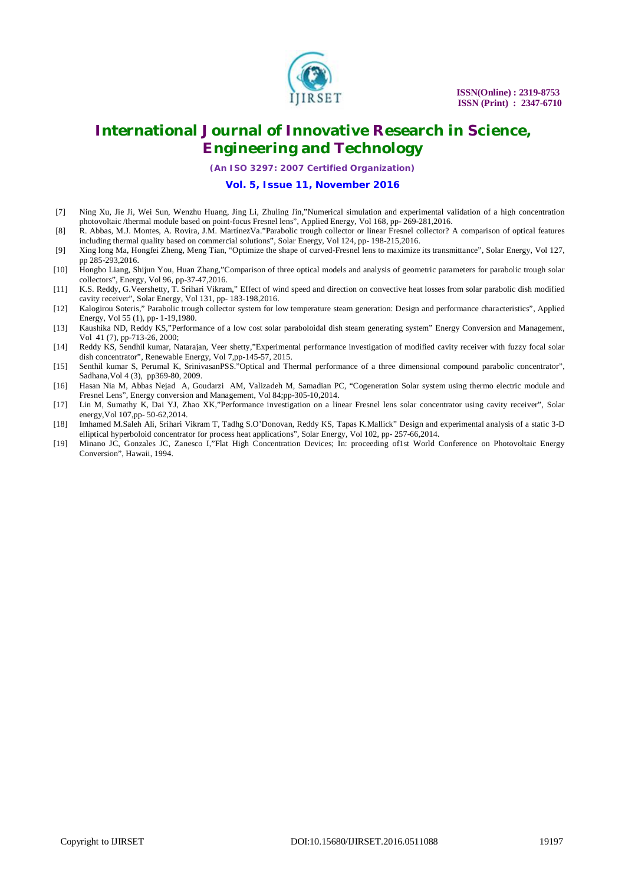[7] Ning Xu, Jie Ji, Wei Sun, Wenzhu Huang, Jing Li, Zhuling Jin,"Numerical simulation and experimental validation of a high concentration photovoltaic /thermal module based on point-focus Fresnel lens", Applied Energy, Vol 168, pp- 269-281,2016.

[8] R. Abbas, M.J. Montes, A. Rovira, J.M. MartínezVa."Parabolic trough collector or linear Fresnel collector? A comparison of optical features including thermal quality based on commercial solutions", Solar Energy, Vol 124, pp- 198-215,2016.

[9] Xing long Ma, Hongfei Zheng, Meng Tian, "Optimize the shape of curved-Fresnel lens to maximize its transmittance", Solar Energy, Vol 127, pp 285-293,2016.

[10] Hongbo Liang, Shijun You, Huan Zhang,"Comparison of three optical models and analysis of geometric parameters for parabolic trough solar collectors", Energy, Vol 96, pp-37-47,2016.

[11] K.S. Reddy, G.Veershetty, T. Srihari Vikram," Effect of wind speed and direction on convective heat losses from solar parabolic dish modified cavity receiver", Solar Energy, Vol 131, pp- 183-198,2016.

[12] Kalogirou Soteris," Parabolic trough collector system for low temperature steam generation: Design and performance characteristics", Applied Energy, Vol 55 (1), pp- 1-19,1980.

[13] Kaushika ND, Reddy KS,"Performance of a low cost solar paraboloidal dish steam generating system" Energy Conversion and Management, Vol 41 (7), pp-713-26, 2000;

[14] Reddy KS, Sendhil kumar, Natarajan, Veer shetty,"Experimental performance investigation of modified cavity receiver with fuzzy focal solar dish concentrator", Renewable Energy, Vol 7,pp-145-57, 2015.

[15] Senthil kumar S, Perumal K, SrinivasanPSS."Optical and Thermal performance of a three dimensional compound parabolic concentrator", Sadhana,Vol 4 (3), pp369-80, 2009.

[16] Hasan Nia M, Abbas Nejad A, Goudarzi AM, Valizadeh M, Samadian PC, "Cogeneration Solar system using thermo electric module and Fresnel Lens", Energy conversion and Management, Vol 84;pp-305-10,2014.

[17] Lin M, Sumathy K, Dai YJ, Zhao XK,"Performance investigation on a linear Fresnel lens solar concentrator using cavity receiver", Solar energy,Vol 107,pp- 50-62,2014.

[18] Imhamed M.Saleh Ali, Srihari Vikram T, Tadhg S.O'Donovan, Reddy KS, Tapas K.Mallick" Design and experimental analysis of a static 3-D elliptical hyperboloid concentrator for process heat applications", Solar Energy, Vol 102, pp- 257-66,2014.

[19] Minano JC, Gonzales JC, Zanesco I,"Flat High Concentration Devices; In: proceeding of1st World Conference on Photovoltaic Energy Conversion", Hawaii, 1994.